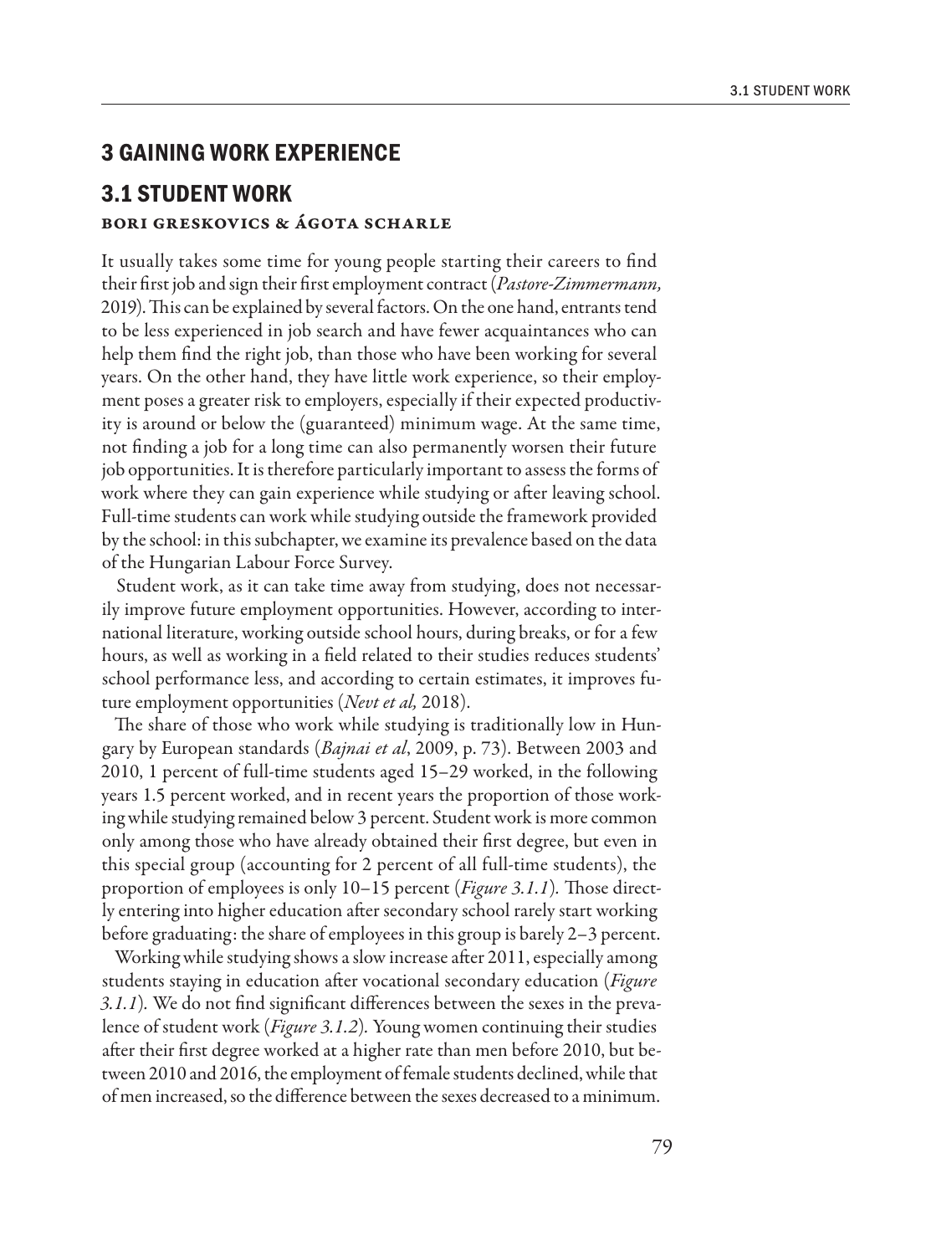# 3 GAINING WORK EXPERIENCE

## 3.1 STUDENT WORK

**Bori Greskovics & Ágota Scharle**

It usually takes some time for young people starting their careers to find their first job and sign their first employment contract (*Pastore-Zimmermann,* 2019). This can be explained by several factors. On the one hand, entrants tend to be less experienced in job search and have fewer acquaintances who can help them find the right job, than those who have been working for several years. On the other hand, they have little work experience, so their employment poses a greater risk to employers, especially if their expected productivity is around or below the (guaranteed) minimum wage. At the same time, not finding a job for a long time can also permanently worsen their future job opportunities. It is therefore particularly important to assess the forms of work where they can gain experience while studying or after leaving school. Full-time students can work while studying outside the framework provided by the school: in this subchapter, we examine its prevalence based on the data of the Hungarian Labour Force Survey.

Student work, as it can take time away from studying, does not necessarily improve future employment opportunities. However, according to international literature, working outside school hours, during breaks, or for a few hours, as well as working in a field related to their studies reduces students' school performance less, and according to certain estimates, it improves future employment opportunities (*Nevt et al,* 2018).

The share of those who work while studying is traditionally low in Hungary by European standards (*Bajnai et al*, 2009, p. 73). Between 2003 and 2010, 1 percent of full-time students aged 15–29 worked, in the following years 1.5 percent worked, and in recent years the proportion of those working while studying remained below 3 percent. Student work is more common only among those who have already obtained their first degree, but even in this special group (accounting for 2 percent of all full-time students), the proportion of employees is only 10–15 percent (*Figure 3.1.1*). Those directly entering into higher education after secondary school rarely start working before graduating: the share of employees in this group is barely 2–3 percent.

Working while studying shows a slow increase after 2011, especially among students staying in education after vocational secondary education (*Figure 3.1.1*). We do not find significant differences between the sexes in the prevalence of student work (*Figure 3.1.2*). Young women continuing their studies after their first degree worked at a higher rate than men before 2010, but between 2010 and 2016, the employment of female students declined, while that of men increased, so the difference between the sexes decreased to a minimum.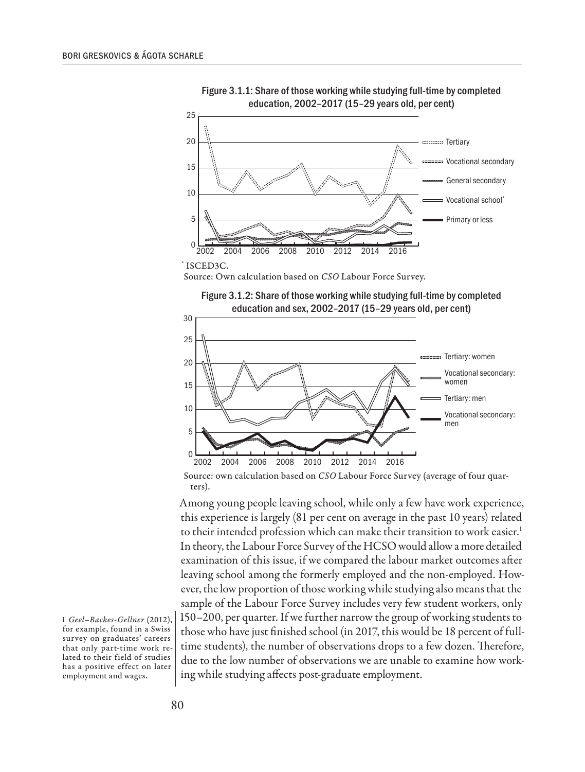Figure 3.1.1: Share of those working while studying full-time by completed education, 2002–2017 (15–29 years old, per cent)

\* ISCED3C.

Source: Own calculation based on *CSO* Labour Force Survey.

Figure 3.1.2: Share of those working while studying full-time by completed education and sex, 2002–2017 (15–29 years old, per cent)

Source: own calculation based on *CSO* Labour Force Survey (average of four quarters).

Among young people leaving school, while only a few have work experience, this experience is largely (81 per cent on average in the past 10 years) related to their intended profession which can make their transition to work easier.[1] In theory, the Labour Force Survey of the HCSO would allow a more detailed examination of this issue, if we compared the labour market outcomes after leaving school among the formerly employed and the non-employed. However, the low proportion of those working while studying also means that the sample of the Labour Force Survey includes very few student workers, only 150–200, per quarter. If we further narrow the group of working students to those who have just finished school (in 2017, this would be 18 percent of full-time students), the number of observations drops to a few dozen. Therefore, due to the low number of observations we are unable to examine how working while studying affects post-graduate employment.

1 *Geel–Backes-Gellner* (2012), for example, found in a Swiss survey on graduates' careers that only part-time work related to their field of studies has a positive effect on later employment and wages.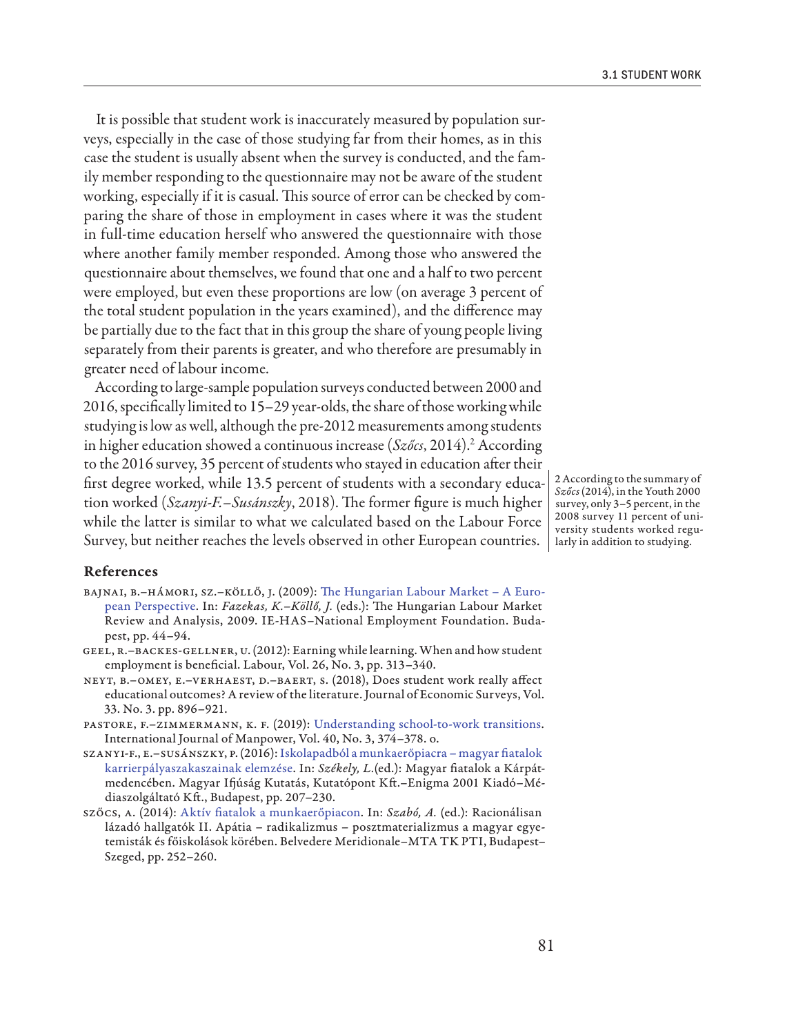It is possible that student work is inaccurately measured by population surveys, especially in the case of those studying far from their homes, as in this case the student is usually absent when the survey is conducted, and the family member responding to the questionnaire may not be aware of the student working, especially if it is casual. This source of error can be checked by comparing the share of those in employment in cases where it was the student in full-time education herself who answered the questionnaire with those where another family member responded. Among those who answered the questionnaire about themselves, we found that one and a half to two percent were employed, but even these proportions are low (on average 3 percent of the total student population in the years examined), and the difference may be partially due to the fact that in this group the share of young people living separately from their parents is greater, and who therefore are presumably in greater need of labour income.

According to large-sample population surveys conducted between 2000 and 2016, specifically limited to 15–29 year-olds, the share of those working while studying is low as well, although the pre-2012 measurements among students in higher education showed a continuous increase (*Szőcs*, 2014).[2] According to the 2016 survey, 35 percent of students who stayed in education after their first degree worked, while 13.5 percent of students with a secondary education worked (*Szanyi-F.–Susánszky*, 2018). The former figure is much higher while the latter is similar to what we calculated based on the Labour Force Survey, but neither reaches the levels observed in other European countries.

2 According to the summary of *Szőcs* (2014), in the Youth 2000 survey, only 3–5 percent, in the 2008 survey 11 percent of university students worked regularly in addition to studying.

## References

Bajnai, B.–Hámori, Sz.–Köllő, J. (2009): The Hungarian Labour Market – A European Perspective. In: *Fazekas, K.–Köllő, J.* (eds.): The Hungarian Labour Market Review and Analysis, 2009. IE-HAS–National Employment Foundation. Budapest, pp. 44–94.

Geel, R.–Backes-Gellner, U. (2012): Earning while learning. When and how student employment is beneficial. Labour, Vol. 26, No. 3, pp. 313–340.

Neyt, B.–Omey, E.–Verhaest, D.–Baert, S. (2018), Does student work really affect educational outcomes? A review of the literature. Journal of Economic Surveys, Vol. 33. No. 3. pp. 896–921.

Pastore, F.–Zimmermann, K. F. (2019): Understanding school-to-work transitions. International Journal of Manpower, Vol. 40, No. 3, 374–378. o.

Szanyi-F., E.–Susánszky, P. (2016): Iskolapadból a munkaerőpiacra – magyar fiatalok karrierpályaszakaszainak elemzése. In: *Székely, L.*(ed.): Magyar fiatalok a Kárpát-medencében. Magyar Ifjúság Kutatás, Kutatópont Kft.–Enigma 2001 Kiadó–Médiaszolgáltató Kft., Budapest, pp. 207–230.

Szőcs, A. (2014): Aktív fiatalok a munkaerőpiacon. In: *Szabó, A.* (ed.): Racionálisan lázadó hallgatók II. Apátia – radikalizmus – posztmaterializmus a magyar egyetemisták és főiskolások körében. Belvedere Meridionale–MTA TK PTI, Budapest–Szeged, pp. 252–260.